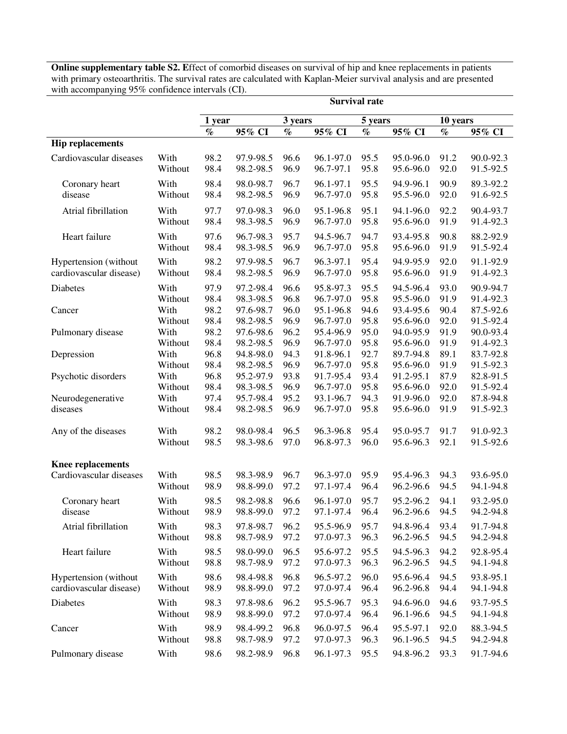**Online supplementary table S2. E**ffect of comorbid diseases on survival of hip and knee replacements in patients with primary osteoarthritis. The survival rates are calculated with Kaplan-Meier survival analysis and are presented with accompanying 95% confidence intervals (CI).

| | | Survival rate | | | | | | | |
|---|---|---|---|---|---|---|---|---|---|
| | | 1 year | | 3 years | | 5 years | | 10 years | |
| | | % | 95% CI | % | 95% CI | % | 95% CI | % | 95% CI |
| **Hip replacements** | | | | | | | | | |
| Cardiovascular diseases | With | 98.2 | 97.9-98.5 | 96.6 | 96.1-97.0 | 95.5 | 95.0-96.0 | 91.2 | 90.0-92.3 |
| | Without | 98.4 | 98.2-98.5 | 96.9 | 96.7-97.1 | 95.8 | 95.6-96.0 | 92.0 | 91.5-92.5 |
| Coronary heart disease | With | 98.4 | 98.0-98.7 | 96.7 | 96.1-97.1 | 95.5 | 94.9-96.1 | 90.9 | 89.3-92.2 |
| | Without | 98.4 | 98.2-98.5 | 96.9 | 96.7-97.0 | 95.8 | 95.5-96.0 | 92.0 | 91.6-92.5 |
| Atrial fibrillation | With | 97.7 | 97.0-98.3 | 96.0 | 95.1-96.8 | 95.1 | 94.1-96.0 | 92.2 | 90.4-93.7 |
| | Without | 98.4 | 98.3-98.5 | 96.9 | 96.7-97.0 | 95.8 | 95.6-96.0 | 91.9 | 91.4-92.3 |
| Heart failure | With | 97.6 | 96.7-98.3 | 95.7 | 94.5-96.7 | 94.7 | 93.4-95.8 | 90.8 | 88.2-92.9 |
| | Without | 98.4 | 98.3-98.5 | 96.9 | 96.7-97.0 | 95.8 | 95.6-96.0 | 91.9 | 91.5-92.4 |
| Hypertension (without cardiovascular disease) | With | 98.2 | 97.9-98.5 | 96.7 | 96.3-97.1 | 95.4 | 94.9-95.9 | 92.0 | 91.1-92.9 |
| | Without | 98.4 | 98.2-98.5 | 96.9 | 96.7-97.0 | 95.8 | 95.6-96.0 | 91.9 | 91.4-92.3 |
| Diabetes | With | 97.9 | 97.2-98.4 | 96.6 | 95.8-97.3 | 95.5 | 94.5-96.4 | 93.0 | 90.9-94.7 |
| | Without | 98.4 | 98.3-98.5 | 96.8 | 96.7-97.0 | 95.8 | 95.5-96.0 | 91.9 | 91.4-92.3 |
| Cancer | With | 98.2 | 97.6-98.7 | 96.0 | 95.1-96.8 | 94.6 | 93.4-95.6 | 90.4 | 87.5-92.6 |
| | Without | 98.4 | 98.2-98.5 | 96.9 | 96.7-97.0 | 95.8 | 95.6-96.0 | 92.0 | 91.5-92.4 |
| Pulmonary disease | With | 98.2 | 97.6-98.6 | 96.2 | 95.4-96.9 | 95.0 | 94.0-95.9 | 91.9 | 90.0-93.4 |
| | Without | 98.4 | 98.2-98.5 | 96.9 | 96.7-97.0 | 95.8 | 95.6-96.0 | 91.9 | 91.4-92.3 |
| Depression | With | 96.8 | 94.8-98.0 | 94.3 | 91.8-96.1 | 92.7 | 89.7-94.8 | 89.1 | 83.7-92.8 |
| | Without | 98.4 | 98.2-98.5 | 96.9 | 96.7-97.0 | 95.8 | 95.6-96.0 | 91.9 | 91.5-92.3 |
| Psychotic disorders | With | 96.8 | 95.2-97.9 | 93.8 | 91.7-95.4 | 93.4 | 91.2-95.1 | 87.9 | 82.8-91.5 |
| | Without | 98.4 | 98.3-98.5 | 96.9 | 96.7-97.0 | 95.8 | 95.6-96.0 | 92.0 | 91.5-92.4 |
| Neurodegenerative diseases | With | 97.4 | 95.7-98.4 | 95.2 | 93.1-96.7 | 94.3 | 91.9-96.0 | 92.0 | 87.8-94.8 |
| | Without | 98.4 | 98.2-98.5 | 96.9 | 96.7-97.0 | 95.8 | 95.6-96.0 | 91.9 | 91.5-92.3 |
| Any of the diseases | With | 98.2 | 98.0-98.4 | 96.5 | 96.3-96.8 | 95.4 | 95.0-95.7 | 91.7 | 91.0-92.3 |
| | Without | 98.5 | 98.3-98.6 | 97.0 | 96.8-97.3 | 96.0 | 95.6-96.3 | 92.1 | 91.5-92.6 |
| **Knee replacements** | | | | | | | | | |
| Cardiovascular diseases | With | 98.5 | 98.3-98.9 | 96.7 | 96.3-97.0 | 95.9 | 95.4-96.3 | 94.3 | 93.6-95.0 |
| | Without | 98.9 | 98.8-99.0 | 97.2 | 97.1-97.4 | 96.4 | 96.2-96.6 | 94.5 | 94.1-94.8 |
| Coronary heart disease | With | 98.5 | 98.2-98.8 | 96.6 | 96.1-97.0 | 95.7 | 95.2-96.2 | 94.1 | 93.2-95.0 |
| | Without | 98.9 | 98.8-99.0 | 97.2 | 97.1-97.4 | 96.4 | 96.2-96.6 | 94.5 | 94.2-94.8 |
| Atrial fibrillation | With | 98.3 | 97.8-98.7 | 96.2 | 95.5-96.9 | 95.7 | 94.8-96.4 | 93.4 | 91.7-94.8 |
| | Without | 98.8 | 98.7-98.9 | 97.2 | 97.0-97.3 | 96.3 | 96.2-96.5 | 94.5 | 94.2-94.8 |
| Heart failure | With | 98.5 | 98.0-99.0 | 96.5 | 95.6-97.2 | 95.5 | 94.5-96.3 | 94.2 | 92.8-95.4 |
| | Without | 98.8 | 98.7-98.9 | 97.2 | 97.0-97.3 | 96.3 | 96.2-96.5 | 94.5 | 94.1-94.8 |
| Hypertension (without cardiovascular disease) | With | 98.6 | 98.4-98.8 | 96.8 | 96.5-97.2 | 96.0 | 95.6-96.4 | 94.5 | 93.8-95.1 |
| | Without | 98.9 | 98.8-99.0 | 97.2 | 97.0-97.4 | 96.4 | 96.2-96.8 | 94.4 | 94.1-94.8 |
| Diabetes | With | 98.3 | 97.8-98.6 | 96.2 | 95.5-96.7 | 95.3 | 94.6-96.0 | 94.6 | 93.7-95.5 |
| | Without | 98.9 | 98.8-99.0 | 97.2 | 97.0-97.4 | 96.4 | 96.1-96.6 | 94.5 | 94.1-94.8 |
| Cancer | With | 98.9 | 98.4-99.2 | 96.8 | 96.0-97.5 | 96.4 | 95.5-97.1 | 92.0 | 88.3-94.5 |
| | Without | 98.8 | 98.7-98.9 | 97.2 | 97.0-97.3 | 96.3 | 96.1-96.5 | 94.5 | 94.2-94.8 |
| Pulmonary disease | With | 98.6 | 98.2-98.9 | 96.8 | 96.1-97.3 | 95.5 | 94.8-96.2 | 93.3 | 91.7-94.6 |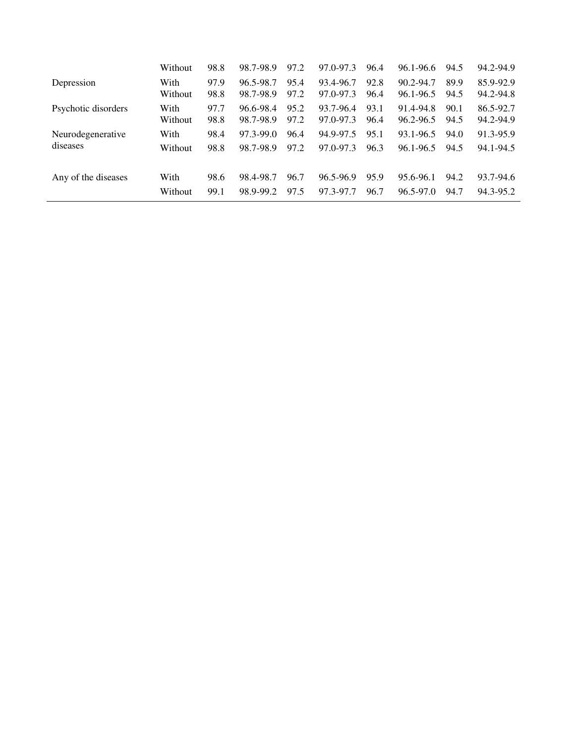| | | | | | | | | | |
|---|---|---|---|---|---|---|---|---|---|
| | Without | 98.8 | 98.7-98.9 | 97.2 | 97.0-97.3 | 96.4 | 96.1-96.6 | 94.5 | 94.2-94.9 |
| Depression | With | 97.9 | 96.5-98.7 | 95.4 | 93.4-96.7 | 92.8 | 90.2-94.7 | 89.9 | 85.9-92.9 |
| | Without | 98.8 | 98.7-98.9 | 97.2 | 97.0-97.3 | 96.4 | 96.1-96.5 | 94.5 | 94.2-94.8 |
| Psychotic disorders | With | 97.7 | 96.6-98.4 | 95.2 | 93.7-96.4 | 93.1 | 91.4-94.8 | 90.1 | 86.5-92.7 |
| | Without | 98.8 | 98.7-98.9 | 97.2 | 97.0-97.3 | 96.4 | 96.2-96.5 | 94.5 | 94.2-94.9 |
| Neurodegenerative diseases | With | 98.4 | 97.3-99.0 | 96.4 | 94.9-97.5 | 95.1 | 93.1-96.5 | 94.0 | 91.3-95.9 |
| | Without | 98.8 | 98.7-98.9 | 97.2 | 97.0-97.3 | 96.3 | 96.1-96.5 | 94.5 | 94.1-94.5 |
| Any of the diseases | With | 98.6 | 98.4-98.7 | 96.7 | 96.5-96.9 | 95.9 | 95.6-96.1 | 94.2 | 93.7-94.6 |
| | Without | 99.1 | 98.9-99.2 | 97.5 | 97.3-97.7 | 96.7 | 96.5-97.0 | 94.7 | 94.3-95.2 |